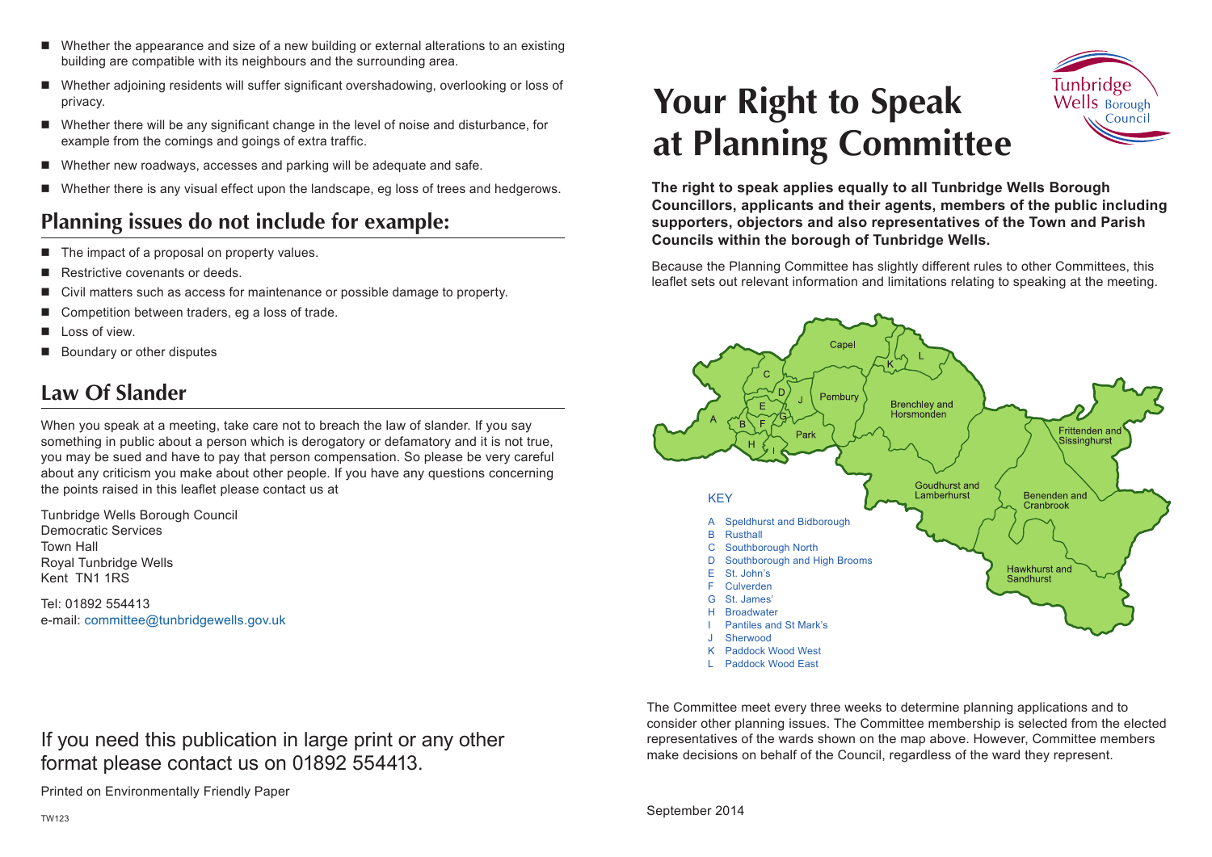- Whether the appearance and size of a new building or external alterations to an existing building are compatible with its neighbours and the surrounding area.
- Whether adjoining residents will suffer significant overshadowing, overlooking or loss of privacy.
- Whether there will be any significant change in the level of noise and disturbance, for example from the comings and goings of extra traffic.
- Whether new roadways, accesses and parking will be adequate and safe.
- Whether there is any visual effect upon the landscape, eg loss of trees and hedgerows.

## Planning issues do not include for example:

- The impact of a proposal on property values.
- Restrictive covenants or deeds.
- Civil matters such as access for maintenance or possible damage to property.
- Competition between traders, eg a loss of trade.
- Loss of view.
- Boundary or other disputes

## Law Of Slander

When you speak at a meeting, take care not to breach the law of slander. If you say something in public about a person which is derogatory or defamatory and it is not true, you may be sued and have to pay that person compensation. So please be very careful about any criticism you make about other people. If you have any questions concerning the points raised in this leaflet please contact us at

Tunbridge Wells Borough Council
Democratic Services
Town Hall
Royal Tunbridge Wells
Kent TN1 1RS

Tel: 01892 554413
e-mail: committee@tunbridgewells.gov.uk

If you need this publication in large print or any other format please contact us on 01892 554413.

Printed on Environmentally Friendly Paper

TW123

# Your Right to Speak at Planning Committee

Tunbridge Wells Borough Council

**The right to speak applies equally to all Tunbridge Wells Borough Councillors, applicants and their agents, members of the public including supporters, objectors and also representatives of the Town and Parish Councils within the borough of Tunbridge Wells.**

Because the Planning Committee has slightly different rules to other Committees, this leaflet sets out relevant information and limitations relating to speaking at the meeting.

Capel, Pembury, Brenchley and Horsmonden, Park, Frittenden and Sissinghurst, Goudhurst and Lamberhurst, Benenden and Cranbrook, Hawkhurst and Sandhurst

KEY

- A Speldhurst and Bidborough
- B Rusthall
- C Southborough North
- D Southborough and High Brooms
- E St. John's
- F Culverden
- G St. James'
- H Broadwater
- I Pantiles and St Mark's
- J Sherwood
- K Paddock Wood West
- L Paddock Wood East

The Committee meet every three weeks to determine planning applications and to consider other planning issues. The Committee membership is selected from the elected representatives of the wards shown on the map above. However, Committee members make decisions on behalf of the Council, regardless of the ward they represent.

September 2014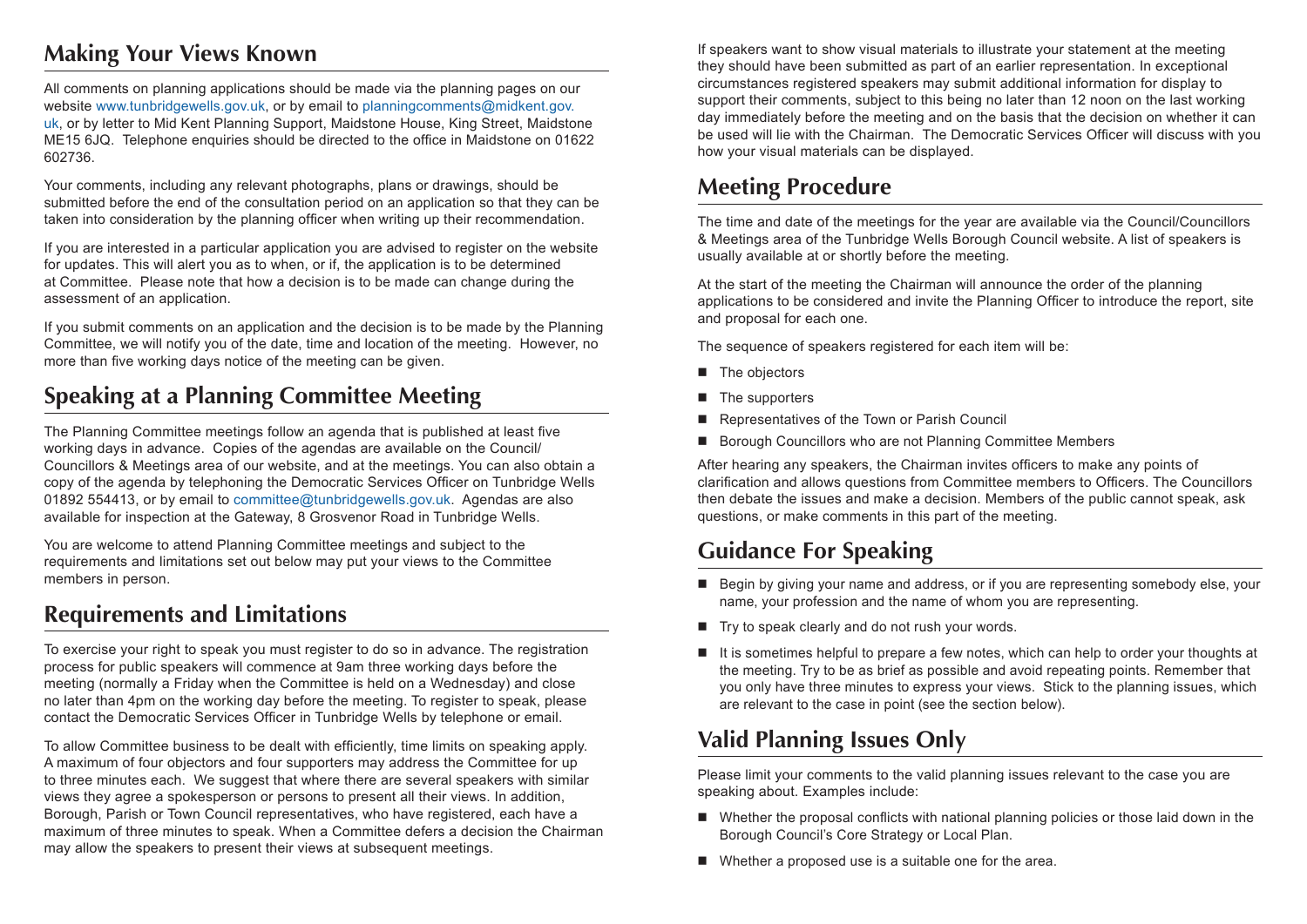## Making Your Views Known

All comments on planning applications should be made via the planning pages on our website www.tunbridgewells.gov.uk, or by email to planningcomments@midkent.gov.uk, or by letter to Mid Kent Planning Support, Maidstone House, King Street, Maidstone ME15 6JQ. Telephone enquiries should be directed to the office in Maidstone on 01622 602736.

Your comments, including any relevant photographs, plans or drawings, should be submitted before the end of the consultation period on an application so that they can be taken into consideration by the planning officer when writing up their recommendation.

If you are interested in a particular application you are advised to register on the website for updates. This will alert you as to when, or if, the application is to be determined at Committee. Please note that how a decision is to be made can change during the assessment of an application.

If you submit comments on an application and the decision is to be made by the Planning Committee, we will notify you of the date, time and location of the meeting. However, no more than five working days notice of the meeting can be given.

## Speaking at a Planning Committee Meeting

The Planning Committee meetings follow an agenda that is published at least five working days in advance. Copies of the agendas are available on the Council/Councillors & Meetings area of our website, and at the meetings. You can also obtain a copy of the agenda by telephoning the Democratic Services Officer on Tunbridge Wells 01892 554413, or by email to committee@tunbridgewells.gov.uk. Agendas are also available for inspection at the Gateway, 8 Grosvenor Road in Tunbridge Wells.

You are welcome to attend Planning Committee meetings and subject to the requirements and limitations set out below may put your views to the Committee members in person.

## Requirements and Limitations

To exercise your right to speak you must register to do so in advance. The registration process for public speakers will commence at 9am three working days before the meeting (normally a Friday when the Committee is held on a Wednesday) and close no later than 4pm on the working day before the meeting. To register to speak, please contact the Democratic Services Officer in Tunbridge Wells by telephone or email.

To allow Committee business to be dealt with efficiently, time limits on speaking apply. A maximum of four objectors and four supporters may address the Committee for up to three minutes each. We suggest that where there are several speakers with similar views they agree a spokesperson or persons to present all their views. In addition, Borough, Parish or Town Council representatives, who have registered, each have a maximum of three minutes to speak. When a Committee defers a decision the Chairman may allow the speakers to present their views at subsequent meetings.

If speakers want to show visual materials to illustrate your statement at the meeting they should have been submitted as part of an earlier representation. In exceptional circumstances registered speakers may submit additional information for display to support their comments, subject to this being no later than 12 noon on the last working day immediately before the meeting and on the basis that the decision on whether it can be used will lie with the Chairman. The Democratic Services Officer will discuss with you how your visual materials can be displayed.

## Meeting Procedure

The time and date of the meetings for the year are available via the Council/Councillors & Meetings area of the Tunbridge Wells Borough Council website. A list of speakers is usually available at or shortly before the meeting.

At the start of the meeting the Chairman will announce the order of the planning applications to be considered and invite the Planning Officer to introduce the report, site and proposal for each one.

The sequence of speakers registered for each item will be:

- The objectors
- The supporters
- Representatives of the Town or Parish Council
- Borough Councillors who are not Planning Committee Members

After hearing any speakers, the Chairman invites officers to make any points of clarification and allows questions from Committee members to Officers. The Councillors then debate the issues and make a decision. Members of the public cannot speak, ask questions, or make comments in this part of the meeting.

## Guidance For Speaking

- Begin by giving your name and address, or if you are representing somebody else, your name, your profession and the name of whom you are representing.
- Try to speak clearly and do not rush your words.
- It is sometimes helpful to prepare a few notes, which can help to order your thoughts at the meeting. Try to be as brief as possible and avoid repeating points. Remember that you only have three minutes to express your views. Stick to the planning issues, which are relevant to the case in point (see the section below).

## Valid Planning Issues Only

Please limit your comments to the valid planning issues relevant to the case you are speaking about. Examples include:

- Whether the proposal conflicts with national planning policies or those laid down in the Borough Council's Core Strategy or Local Plan.
- Whether a proposed use is a suitable one for the area.